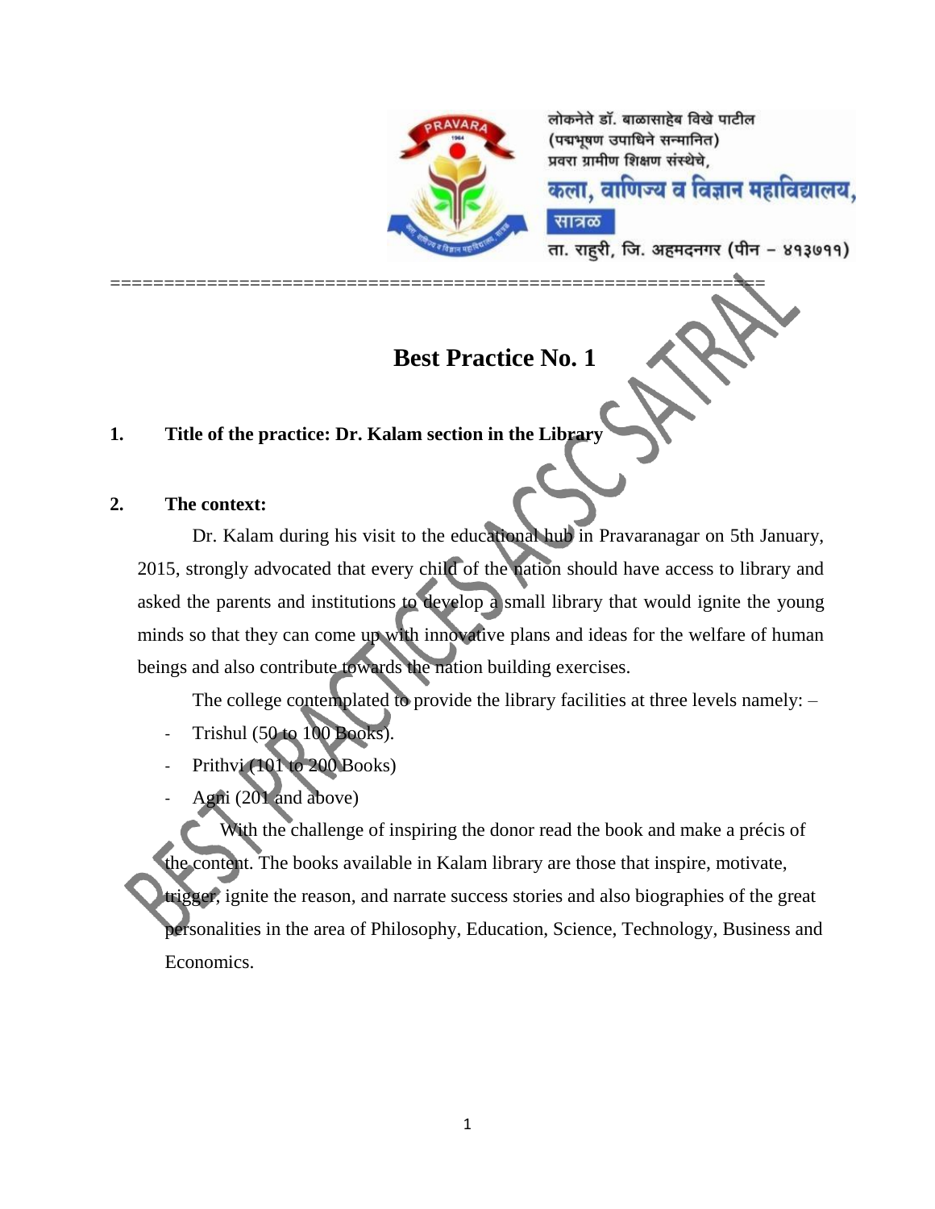लोकनेते डॉ. बाळासाहेब विखे पाटील
(पद्मभूषण उपाधिने सन्मानित)
प्रवरा ग्रामीण शिक्षण संस्थेचे,
**कला, वाणिज्य व विज्ञान महाविद्यालय,**
**सात्रळ**
ता. राहुरी, जि. अहमदनगर (पीन – ४१३७११)

==========================================================

# Best Practice No. 1

**1. Title of the practice: Dr. Kalam section in the Library**

**2. The context:**

Dr. Kalam during his visit to the educational hub in Pravaranagar on 5th January, 2015, strongly advocated that every child of the nation should have access to library and asked the parents and institutions to develop a small library that would ignite the young minds so that they can come up with innovative plans and ideas for the welfare of human beings and also contribute towards the nation building exercises.

The college contemplated to provide the library facilities at three levels namely: –

- Trishul (50 to 100 Books).
- Prithvi (101 to 200 Books)
- Agni (201 and above)

With the challenge of inspiring the donor read the book and make a précis of the content. The books available in Kalam library are those that inspire, motivate, trigger, ignite the reason, and narrate success stories and also biographies of the great personalities in the area of Philosophy, Education, Science, Technology, Business and Economics.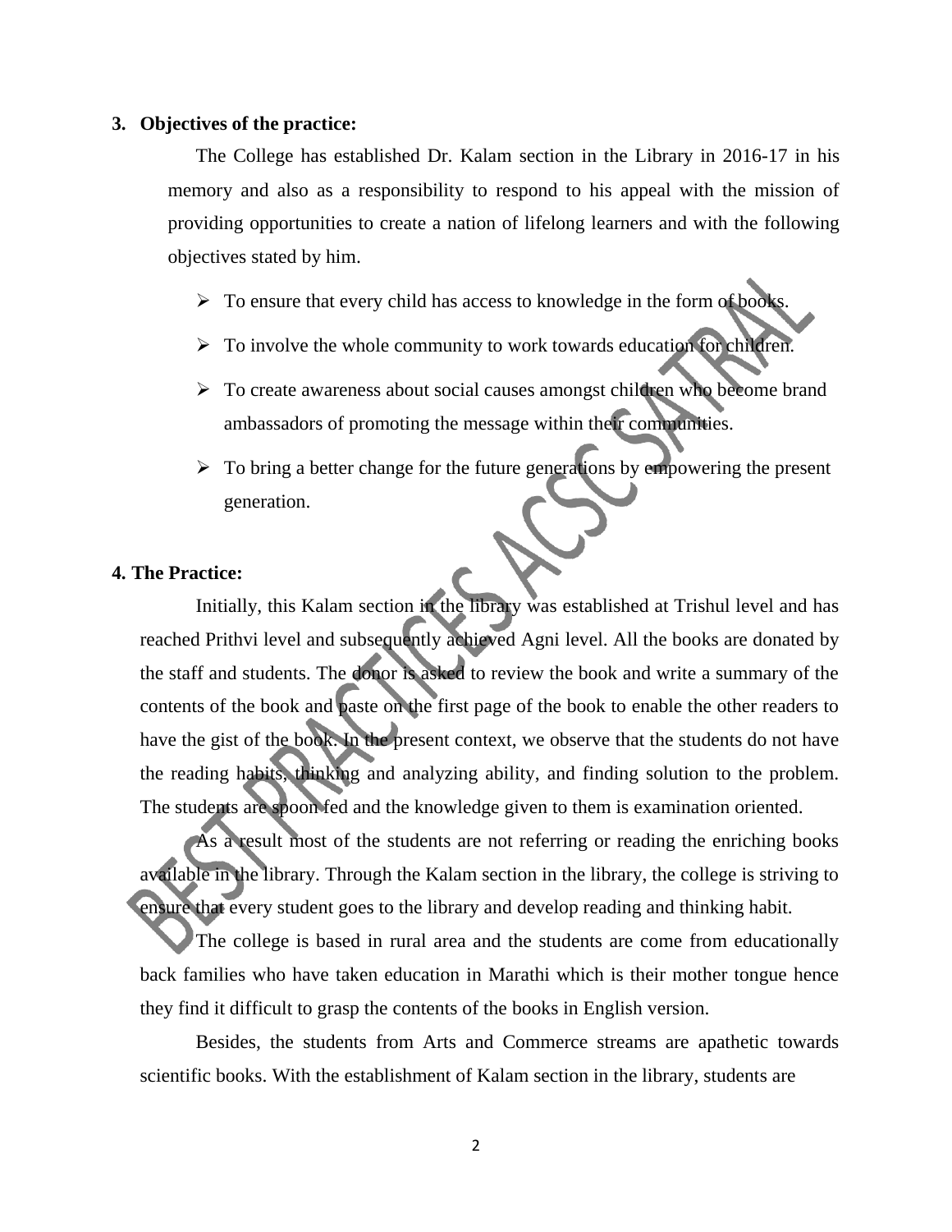3. **Objectives of the practice:**

   The College has established Dr. Kalam section in the Library in 2016-17 in his memory and also as a responsibility to respond to his appeal with the mission of providing opportunities to create a nation of lifelong learners and with the following objectives stated by him.

   - To ensure that every child has access to knowledge in the form of books.
   - To involve the whole community to work towards education for children.
   - To create awareness about social causes amongst children who become brand ambassadors of promoting the message within their communities.
   - To bring a better change for the future generations by empowering the present generation.

**4. The Practice:**

Initially, this Kalam section in the library was established at Trishul level and has reached Prithvi level and subsequently achieved Agni level. All the books are donated by the staff and students. The donor is asked to review the book and write a summary of the contents of the book and paste on the first page of the book to enable the other readers to have the gist of the book. In the present context, we observe that the students do not have the reading habits, thinking and analyzing ability, and finding solution to the problem. The students are spoon fed and the knowledge given to them is examination oriented.

As a result most of the students are not referring or reading the enriching books available in the library. Through the Kalam section in the library, the college is striving to ensure that every student goes to the library and develop reading and thinking habit.

The college is based in rural area and the students are come from educationally back families who have taken education in Marathi which is their mother tongue hence they find it difficult to grasp the contents of the books in English version.

Besides, the students from Arts and Commerce streams are apathetic towards scientific books. With the establishment of Kalam section in the library, students are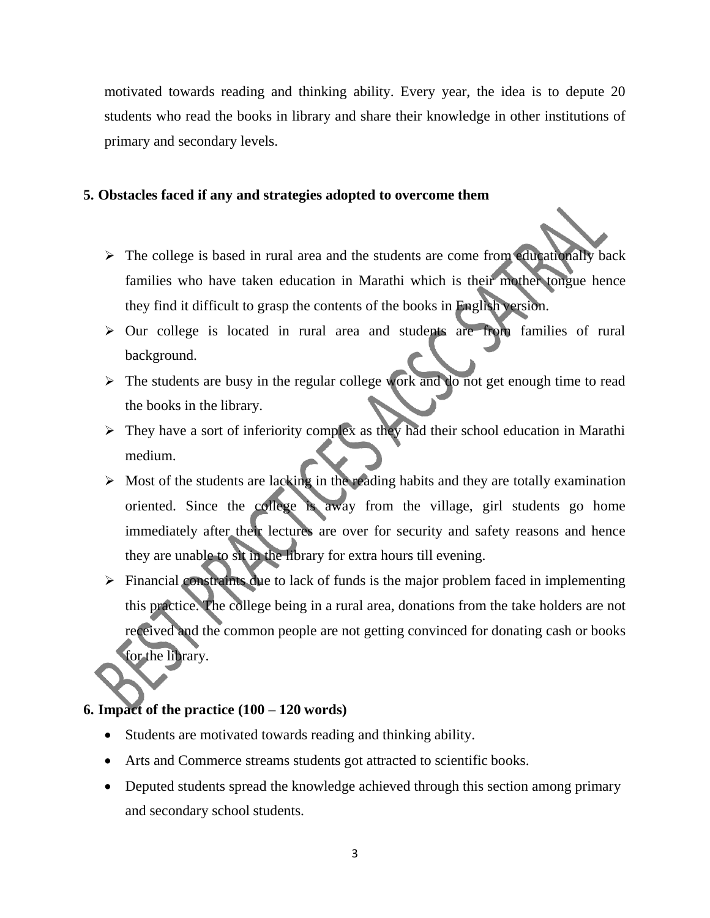motivated towards reading and thinking ability. Every year, the idea is to depute 20 students who read the books in library and share their knowledge in other institutions of primary and secondary levels.

**5. Obstacles faced if any and strategies adopted to overcome them**

- The college is based in rural area and the students are come from educationally back families who have taken education in Marathi which is their mother tongue hence they find it difficult to grasp the contents of the books in English version.
- Our college is located in rural area and students are from families of rural background.
- The students are busy in the regular college work and do not get enough time to read the books in the library.
- They have a sort of inferiority complex as they had their school education in Marathi medium.
- Most of the students are lacking in the reading habits and they are totally examination oriented. Since the college is away from the village, girl students go home immediately after their lectures are over for security and safety reasons and hence they are unable to sit in the library for extra hours till evening.
- Financial constraints due to lack of funds is the major problem faced in implementing this practice. The college being in a rural area, donations from the take holders are not received and the common people are not getting convinced for donating cash or books for the library.

**6. Impact of the practice (100 – 120 words)**

- Students are motivated towards reading and thinking ability.
- Arts and Commerce streams students got attracted to scientific books.
- Deputed students spread the knowledge achieved through this section among primary and secondary school students.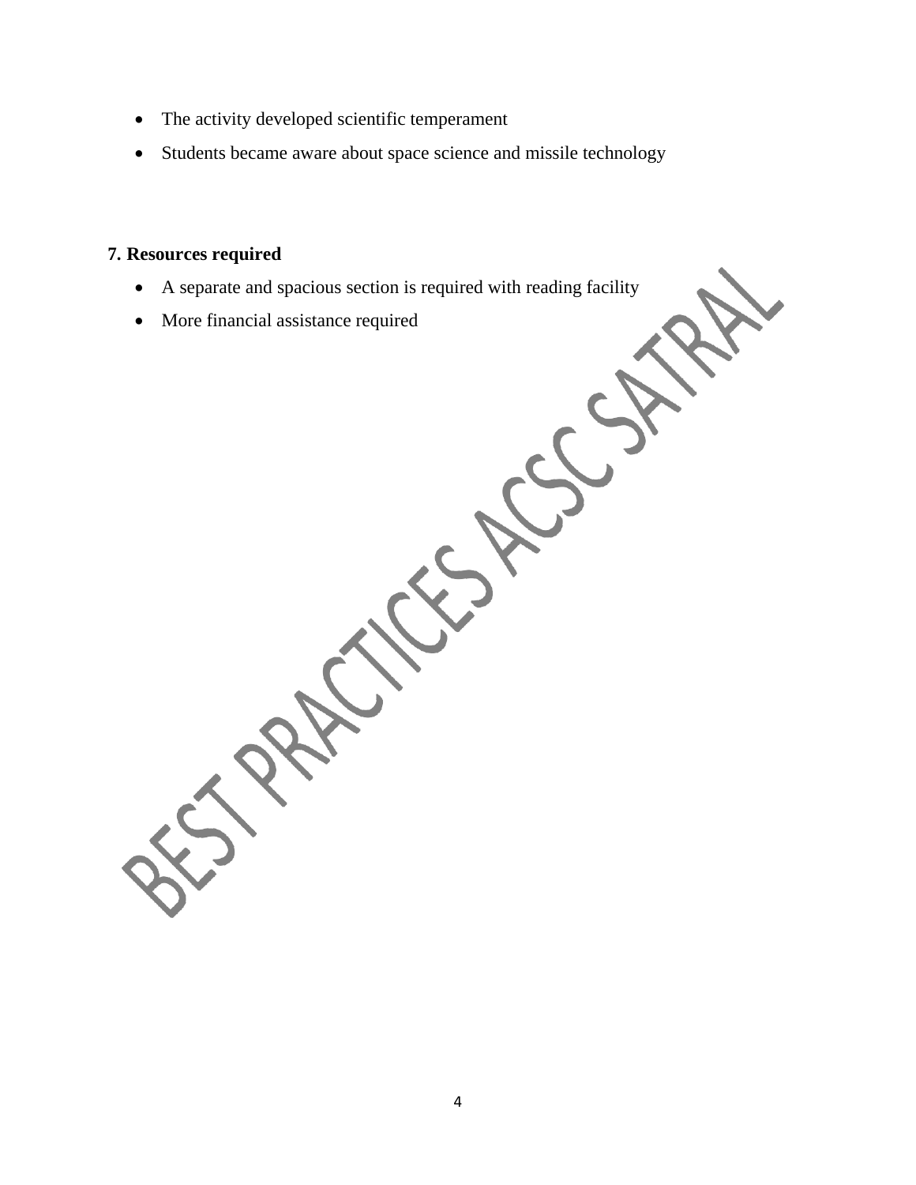- The activity developed scientific temperament
- Students became aware about space science and missile technology

**7. Resources required**

- A separate and spacious section is required with reading facility
- More financial assistance required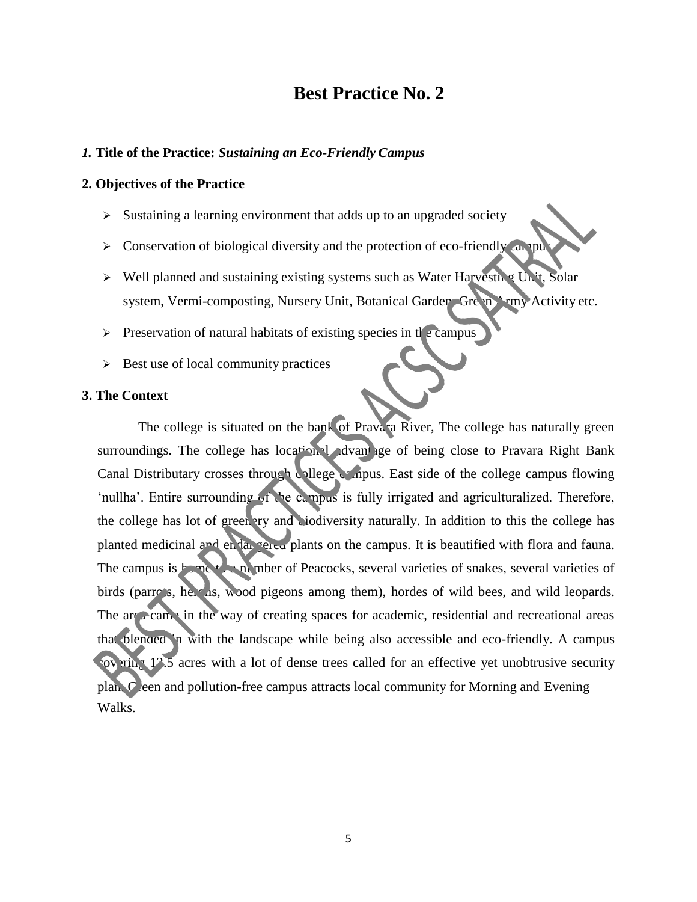# Best Practice No. 2

***1.*** **Title of the Practice:** ***Sustaining an Eco-Friendly Campus***

**2. Objectives of the Practice**

- Sustaining a learning environment that adds up to an upgraded society
- Conservation of biological diversity and the protection of eco-friendly campus
- Well planned and sustaining existing systems such as Water Harvesting Unit, Solar system, Vermi-composting, Nursery Unit, Botanical Garden, Green Army Activity etc.
- Preservation of natural habitats of existing species in the campus
- Best use of local community practices

**3. The Context**

The college is situated on the bank of Pravara River, The college has naturally green surroundings. The college has locational advantage of being close to Pravara Right Bank Canal Distributary crosses through college campus. East side of the college campus flowing 'nullha'. Entire surrounding of the campus is fully irrigated and agriculturalized. Therefore, the college has lot of greenery and biodiversity naturally. In addition to this the college has planted medicinal and endangered plants on the campus. It is beautified with flora and fauna. The campus is home to a number of Peacocks, several varieties of snakes, several varieties of birds (parrots, herons, wood pigeons among them), hordes of wild bees, and wild leopards. The area came in the way of creating spaces for academic, residential and recreational areas that blended in with the landscape while being also accessible and eco-friendly. A campus covering 12.5 acres with a lot of dense trees called for an effective yet unobtrusive security plan. Green and pollution-free campus attracts local community for Morning and Evening Walks.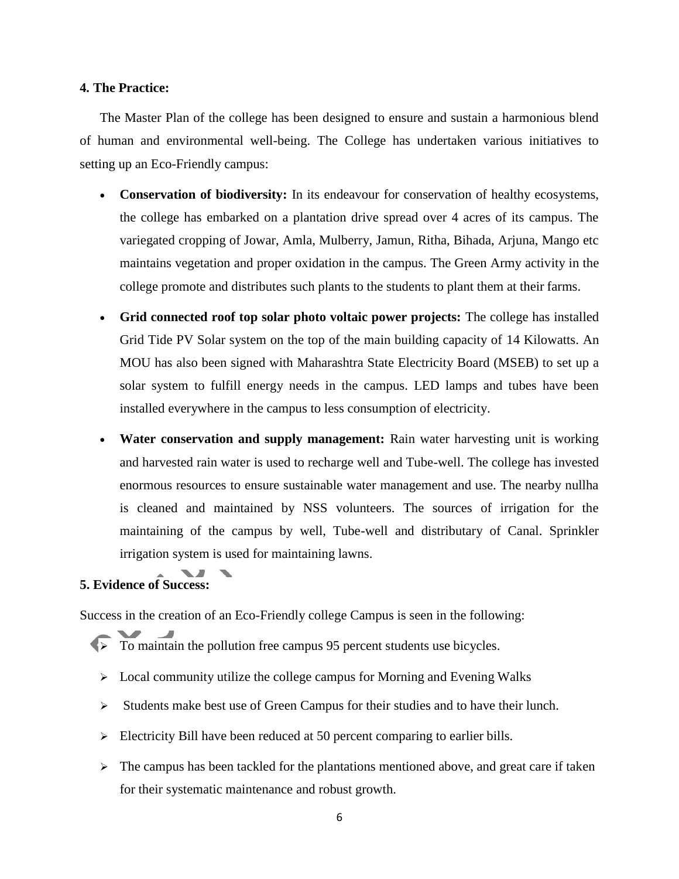### 4. The Practice:

The Master Plan of the college has been designed to ensure and sustain a harmonious blend of human and environmental well-being. The College has undertaken various initiatives to setting up an Eco-Friendly campus:

- **Conservation of biodiversity:** In its endeavour for conservation of healthy ecosystems, the college has embarked on a plantation drive spread over 4 acres of its campus. The variegated cropping of Jowar, Amla, Mulberry, Jamun, Ritha, Bihada, Arjuna, Mango etc maintains vegetation and proper oxidation in the campus. The Green Army activity in the college promote and distributes such plants to the students to plant them at their farms.
- **Grid connected roof top solar photo voltaic power projects:** The college has installed Grid Tide PV Solar system on the top of the main building capacity of 14 Kilowatts. An MOU has also been signed with Maharashtra State Electricity Board (MSEB) to set up a solar system to fulfill energy needs in the campus. LED lamps and tubes have been installed everywhere in the campus to less consumption of electricity.
- **Water conservation and supply management:** Rain water harvesting unit is working and harvested rain water is used to recharge well and Tube-well. The college has invested enormous resources to ensure sustainable water management and use. The nearby nullha is cleaned and maintained by NSS volunteers. The sources of irrigation for the maintaining of the campus by well, Tube-well and distributary of Canal. Sprinkler irrigation system is used for maintaining lawns.

### 5. Evidence of Success:

Success in the creation of an Eco-Friendly college Campus is seen in the following:

- To maintain the pollution free campus 95 percent students use bicycles.
- Local community utilize the college campus for Morning and Evening Walks
- Students make best use of Green Campus for their studies and to have their lunch.
- Electricity Bill have been reduced at 50 percent comparing to earlier bills.
- The campus has been tackled for the plantations mentioned above, and great care if taken for their systematic maintenance and robust growth.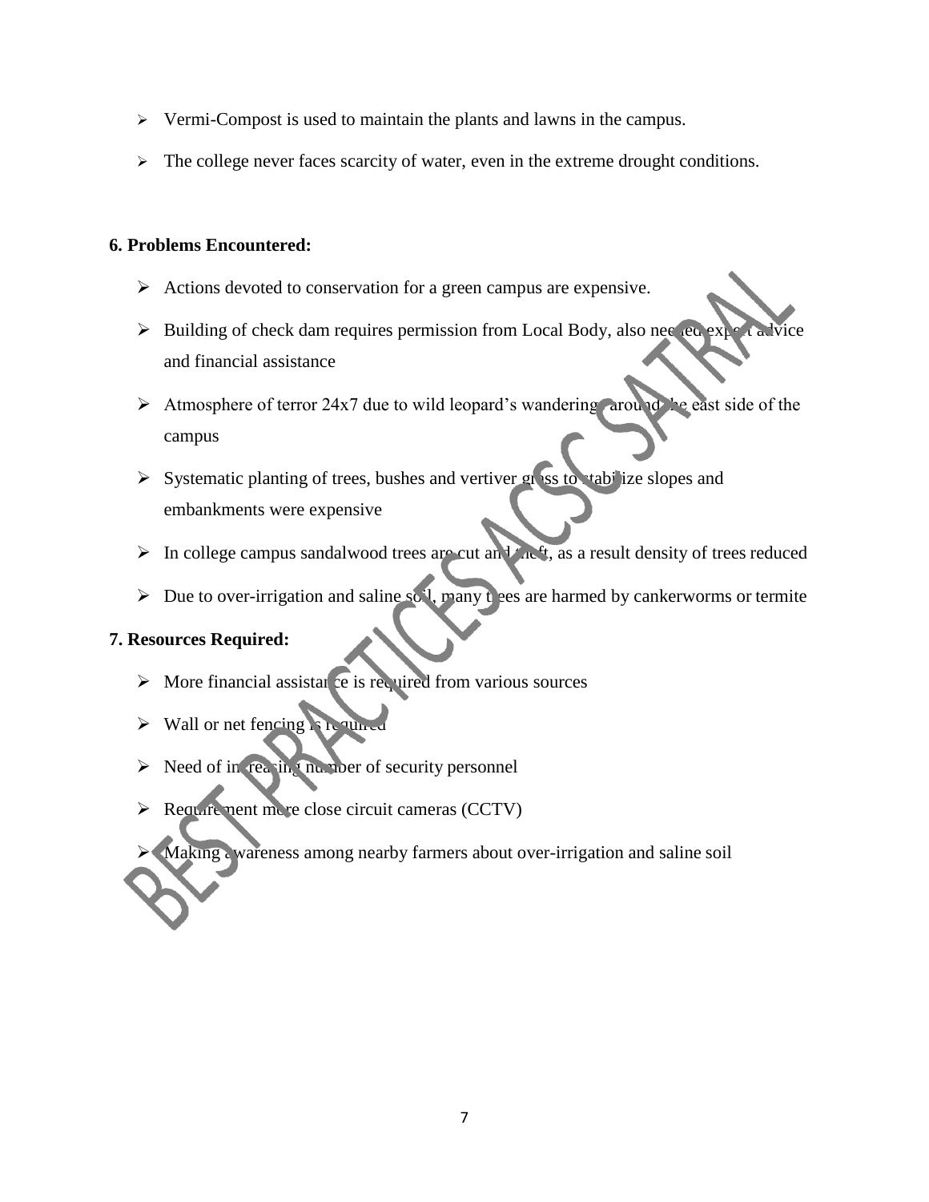- Vermi-Compost is used to maintain the plants and lawns in the campus.
- The college never faces scarcity of water, even in the extreme drought conditions.

**6. Problems Encountered:**

- Actions devoted to conservation for a green campus are expensive.
- Building of check dam requires permission from Local Body, also needed expert advice and financial assistance
- Atmosphere of terror 24x7 due to wild leopard's wandering around the east side of the campus
- Systematic planting of trees, bushes and vertiver grass to stabilize slopes and embankments were expensive
- In college campus sandalwood trees are cut and theft, as a result density of trees reduced
- Due to over-irrigation and saline soil, many trees are harmed by cankerworms or termite

**7. Resources Required:**

- More financial assistance is required from various sources
- Wall or net fencing is required
- Need of increasing number of security personnel
- Requirement more close circuit cameras (CCTV)
- Making awareness among nearby farmers about over-irrigation and saline soil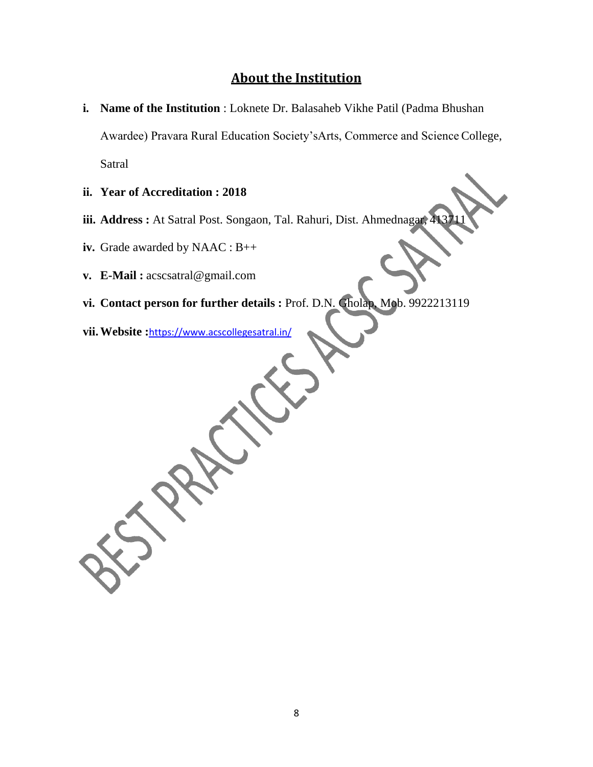## About the Institution

i. **Name of the Institution** : Loknete Dr. Balasaheb Vikhe Patil (Padma Bhushan Awardee) Pravara Rural Education Society'sArts, Commerce and Science College, Satral

ii. **Year of Accreditation : 2018**

iii. **Address :** At Satral Post. Songaon, Tal. Rahuri, Dist. Ahmednagar, 413711

iv. Grade awarded by NAAC : B++

v. **E-Mail :** acscsatral@gmail.com

vi. **Contact person for further details :** Prof. D.N. Gholap, Mob. 9922213119

vii. **Website :**https://www.acscollegesatral.in/